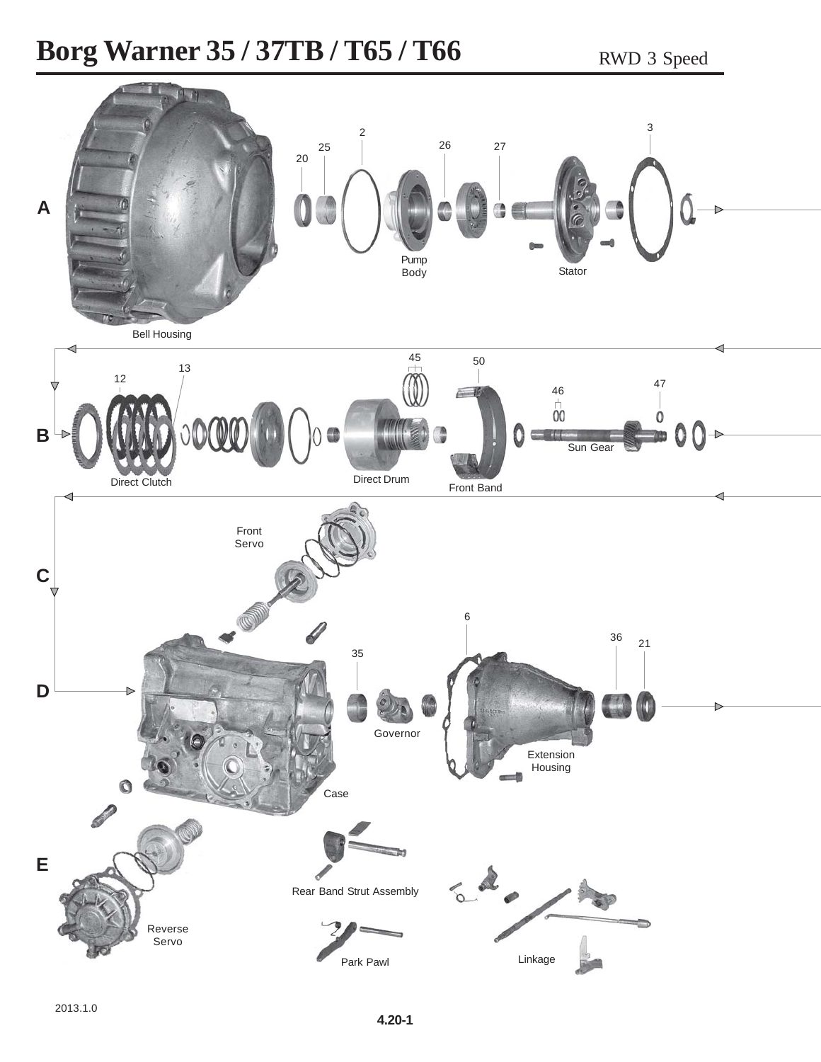# Borg Warner 35 / 37TB / T65 / T66

RWD 3 Speed

A

20 25 2 26 27 3

Bell Housing

Pump Body

Stator

B

12 13 45 50 46 47

Direct Clutch

Direct Drum

Front Band

Sun Gear

C

Front Servo

D

35 6 36 21

Governor

Case

Extension Housing

E

Reverse Servo

Rear Band Strut Assembly

Park Pawl

Linkage

2013.1.0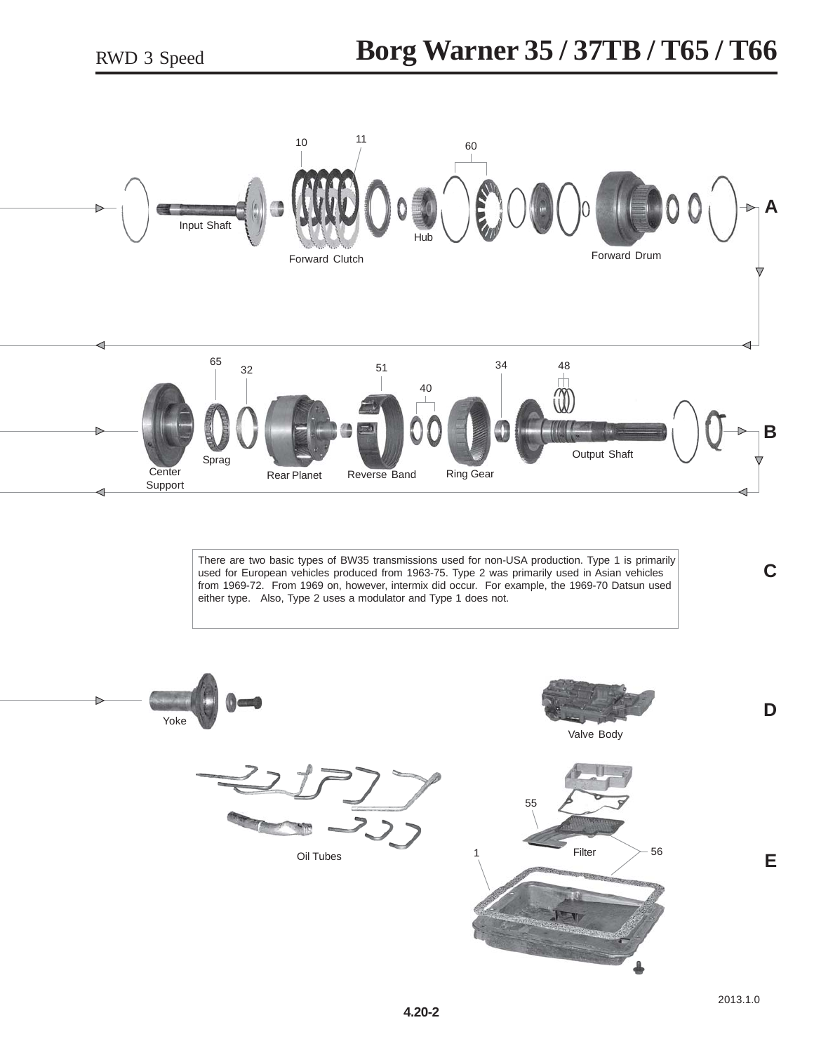# Borg Warner 35 / 37TB / T65 / T66

RWD 3 Speed

A

10 11 60

Input Shaft

Forward Clutch

Hub

Forward Drum

B

65 32 51 40 34 48

Center Support

Sprag

Rear Planet

Reverse Band

Ring Gear

Output Shaft

C

There are two basic types of BW35 transmissions used for non-USA production. Type 1 is primarily used for European vehicles produced from 1963-75. Type 2 was primarily used in Asian vehicles from 1969-72. From 1969 on, however, intermix did occur. For example, the 1969-70 Datsun used either type. Also, Type 2 uses a modulator and Type 1 does not.

D

Yoke

Valve Body

E

Oil Tubes

55

1 Filter 56

4.20-2

2013.1.0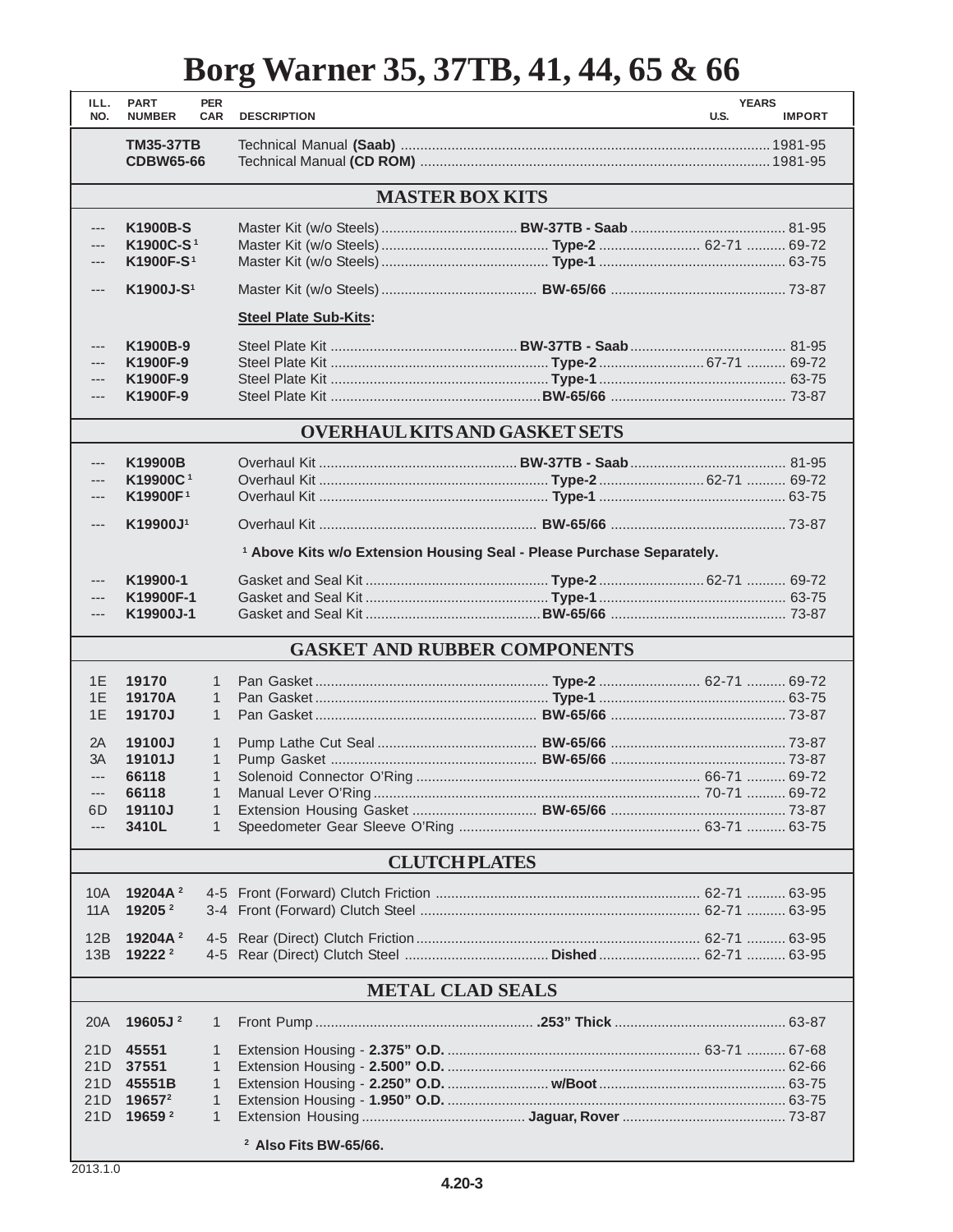# Borg Warner 35, 37TB, 41, 44, 65 & 66

| ILL. NO. | PART NUMBER | PER CAR | DESCRIPTION | | YEARS U.S. | YEARS IMPORT |
|---|---|---|---|---|---|---|
| | **TM35-37TB** | | Technical Manual **(Saab)** | | | 1981-95 |
| | **CDBW65-66** | | Technical Manual **(CD ROM)** | | | 1981-95 |
| | | | **MASTER BOX KITS** | | | |
| --- | **K1900B-S** | | Master Kit (w/o Steels) | **BW-37TB - Saab** | | 81-95 |
| --- | **K1900C-S** [1] | | Master Kit (w/o Steels) | **Type-2** | 62-71 | 69-72 |
| --- | **K1900F-S** [1] | | Master Kit (w/o Steels) | **Type-1** | | 63-75 |
| --- | **K1900J-S** [1] | | Master Kit (w/o Steels) | **BW-65/66** | | 73-87 |
| | | | **Steel Plate Sub-Kits:** | | | |
| --- | **K1900B-9** | | Steel Plate Kit | **BW-37TB - Saab** | | 81-95 |
| --- | **K1900F-9** | | Steel Plate Kit | **Type-2** | 67-71 | 69-72 |
| --- | **K1900F-9** | | Steel Plate Kit | **Type-1** | | 63-75 |
| --- | **K1900F-9** | | Steel Plate Kit | **BW-65/66** | | 73-87 |
| | | | **OVERHAUL KITS AND GASKET SETS** | | | |
| --- | **K19900B** | | Overhaul Kit | **BW-37TB - Saab** | | 81-95 |
| --- | **K19900C** [1] | | Overhaul Kit | **Type-2** | 62-71 | 69-72 |
| --- | **K19900F** [1] | | Overhaul Kit | **Type-1** | | 63-75 |
| --- | **K19900J** [1] | | Overhaul Kit | **BW-65/66** | | 73-87 |
| | | | **[1] Above Kits w/o Extension Housing Seal - Please Purchase Separately.** | | | |
| --- | **K19900-1** | | Gasket and Seal Kit | **Type-2** | 62-71 | 69-72 |
| --- | **K19900F-1** | | Gasket and Seal Kit | **Type-1** | | 63-75 |
| --- | **K19900J-1** | | Gasket and Seal Kit | **BW-65/66** | | 73-87 |
| | | | **GASKET AND RUBBER COMPONENTS** | | | |
| 1E | **19170** | 1 | Pan Gasket | **Type-2** | 62-71 | 69-72 |
| 1E | **19170A** | 1 | Pan Gasket | **Type-1** | | 63-75 |
| 1E | **19170J** | 1 | Pan Gasket | **BW-65/66** | | 73-87 |
| 2A | **19100J** | 1 | Pump Lathe Cut Seal | **BW-65/66** | | 73-87 |
| 3A | **19101J** | 1 | Pump Gasket | **BW-65/66** | | 73-87 |
| --- | **66118** | 1 | Solenoid Connector O'Ring | | 66-71 | 69-72 |
| --- | **66118** | 1 | Manual Lever O'Ring | | 70-71 | 69-72 |
| 6D | **19110J** | 1 | Extension Housing Gasket | **BW-65/66** | | 73-87 |
| --- | **3410L** | 1 | Speedometer Gear Sleeve O'Ring | | 63-71 | 63-75 |
| | | | **CLUTCH PLATES** | | | |
| 10A | **19204A** [2] | 4-5 | Front (Forward) Clutch Friction | | 62-71 | 63-95 |
| 11A | **19205** [2] | 3-4 | Front (Forward) Clutch Steel | | 62-71 | 63-95 |
| 12B | **19204A** [2] | 4-5 | Rear (Direct) Clutch Friction | | 62-71 | 63-95 |
| 13B | **19222** [2] | 4-5 | Rear (Direct) Clutch Steel | **Dished** | 62-71 | 63-95 |
| | | | **METAL CLAD SEALS** | | | |
| 20A | **19605J** [2] | 1 | Front Pump | **.253" Thick** | | 63-87 |
| 21D | **45551** | 1 | Extension Housing - **2.375" O.D.** | | 63-71 | 67-68 |
| 21D | **37551** | 1 | Extension Housing - **2.500" O.D.** | | | 62-66 |
| 21D | **45551B** | 1 | Extension Housing - **2.250" O.D.** | **w/Boot** | | 63-75 |
| 21D | **19657** [2] | 1 | Extension Housing - **1.950" O.D.** | | | 63-75 |
| 21D | **19659** [2] | 1 | Extension Housing | **Jaguar, Rover** | | 73-87 |
| | | | **[2] Also Fits BW-65/66.** | | | |

2013.1.0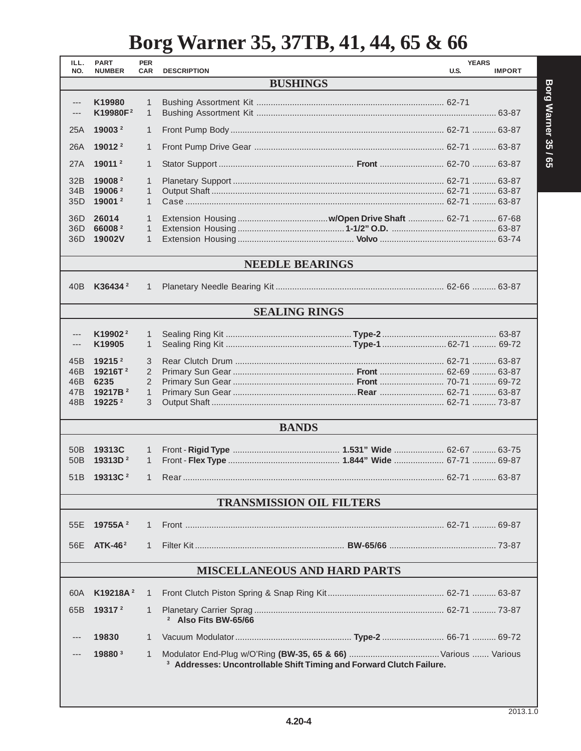# Borg Warner 35, 37TB, 41, 44, 65 & 66

| ILL. NO. | PART NUMBER | PER CAR | DESCRIPTION | | YEARS U.S. | YEARS IMPORT |
|---|---|---|---|---|---|---|
| | | | **BUSHINGS** | | | |
| --- | **K19980** | 1 | Bushing Assortment Kit | | 62-71 | |
| --- | **K19980F** [2] | 1 | Bushing Assortment Kit | | | 63-87 |
| 25A | **19003** [2] | 1 | Front Pump Body | | 62-71 | 63-87 |
| 26A | **19012** [2] | 1 | Front Pump Drive Gear | | 62-71 | 63-87 |
| 27A | **19011** [2] | 1 | Stator Support | **Front** | 62-70 | 63-87 |
| 32B | **19008** [2] | 1 | Planetary Support | | 62-71 | 63-87 |
| 34B | **19006** [2] | 1 | Output Shaft | | 62-71 | 63-87 |
| 35D | **19001** [2] | 1 | Case | | 62-71 | 63-87 |
| 36D | **26014** | 1 | Extension Housing | **w/Open Drive Shaft** | 62-71 | 67-68 |
| 36D | **66008** [2] | 1 | Extension Housing | **1-1/2" O.D.** | | 63-87 |
| 36D | **19002V** | 1 | Extension Housing | **Volvo** | | 63-74 |
| | | | **NEEDLE BEARINGS** | | | |
| 40B | **K36434** [2] | 1 | Planetary Needle Bearing Kit | | 62-66 | 63-87 |
| | | | **SEALING RINGS** | | | |
| --- | **K19902** [2] | 1 | Sealing Ring Kit | **Type-2** | | 63-87 |
| --- | **K19905** | 1 | Sealing Ring Kit | **Type-1** | 62-71 | 69-72 |
| 45B | **19215** [2] | 3 | Rear Clutch Drum | | 62-71 | 63-87 |
| 46B | **19216T** [2] | 2 | Primary Sun Gear | **Front** | 62-69 | 63-87 |
| 46B | **6235** | 2 | Primary Sun Gear | **Front** | 70-71 | 69-72 |
| 47B | **19217B** [2] | 1 | Primary Sun Gear | **Rear** | 62-71 | 63-87 |
| 48B | **19225** [2] | 3 | Output Shaft | | 62-71 | 73-87 |
| | | | **BANDS** | | | |
| 50B | **19313C** | 1 | Front - **Rigid Type** | **1.531" Wide** | 62-67 | 63-75 |
| 50B | **19313D** [2] | 1 | Front - **Flex Type** | **1.844" Wide** | 67-71 | 69-87 |
| 51B | **19313C** [2] | 1 | Rear | | 62-71 | 63-87 |
| | | | **TRANSMISSION OIL FILTERS** | | | |
| 55E | **19755A** [2] | 1 | Front | | 62-71 | 69-87 |
| 56E | **ATK-46** [2] | 1 | Filter Kit | **BW-65/66** | | 73-87 |
| | | | **MISCELLANEOUS AND HARD PARTS** | | | |
| 60A | **K19218A** [2] | 1 | Front Clutch Piston Spring & Snap Ring Kit | | 62-71 | 63-87 |
| 65B | **19317** [2] | 1 | Planetary Carrier Sprag | | 62-71 | 73-87 |
| --- | **19830** | 1 | Vacuum Modulator | **Type-2** | 66-71 | 69-72 |
| --- | **19880** [3] | 1 | Modulator End-Plug w/O'Ring **(BW-35, 65 & 66)** | | Various | Various |

[2] **Also Fits BW-65/66**

[3] **Addresses: Uncontrollable Shift Timing and Forward Clutch Failure.**

2013.1.0